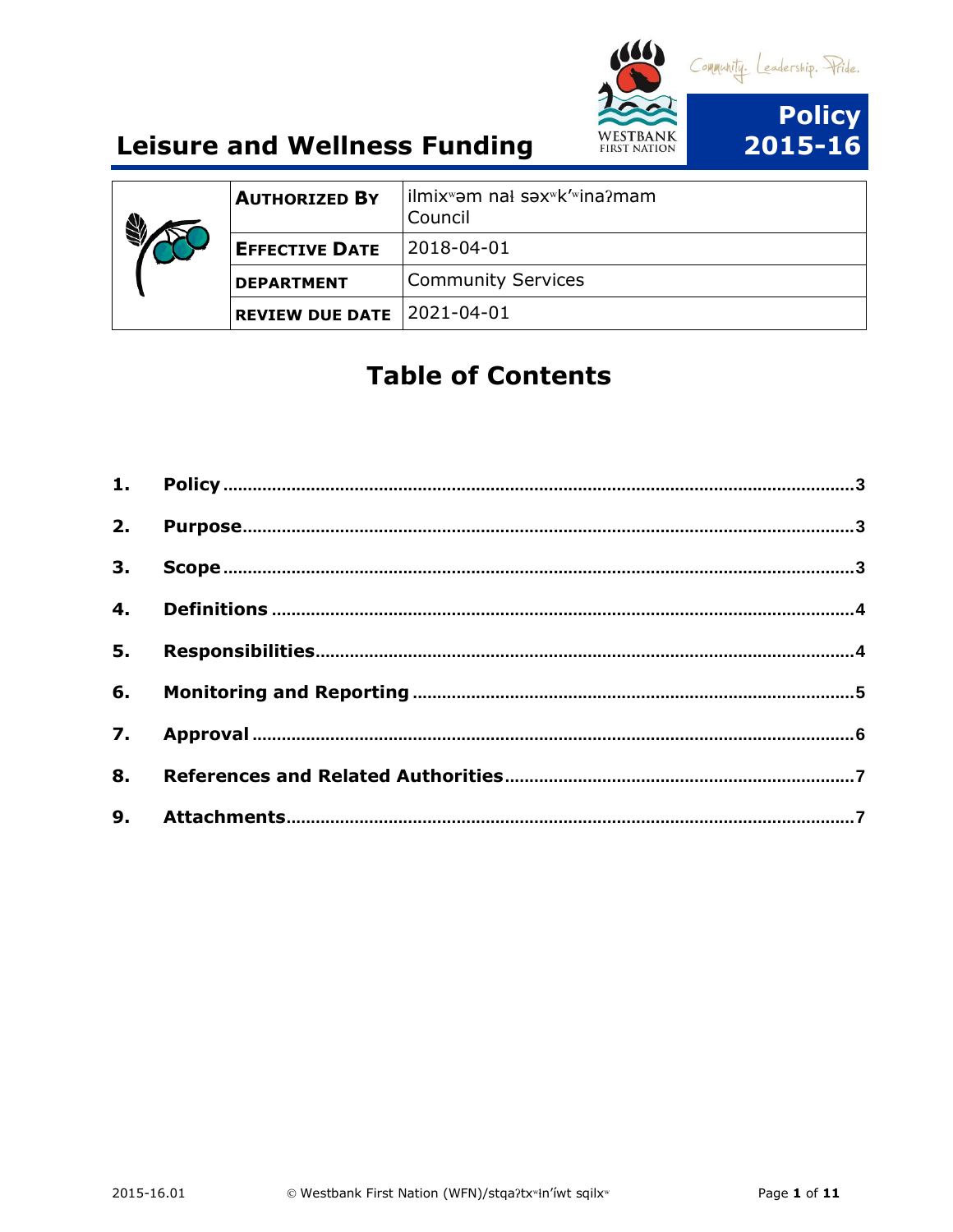# Leisure and Wellness Funding

Community. Leadership. Pride.

WESTBANK FIRST NATION

**Policy 2015-16**

| | |
|---|---|
| **AUTHORIZED BY** | ilmixʷəm naɬ səxʷk'ʷinaʔmam Council |
| **EFFECTIVE DATE** | 2018-04-01 |
| **DEPARTMENT** | Community Services |
| **REVIEW DUE DATE** | 2021-04-01 |

## Table of Contents

1. **Policy** ........ 3
2. **Purpose** ........ 3
3. **Scope** ........ 3
4. **Definitions** ........ 4
5. **Responsibilities** ........ 4
6. **Monitoring and Reporting** ........ 5
7. **Approval** ........ 6
8. **References and Related Authorities** ........ 7
9. **Attachments** ........ 7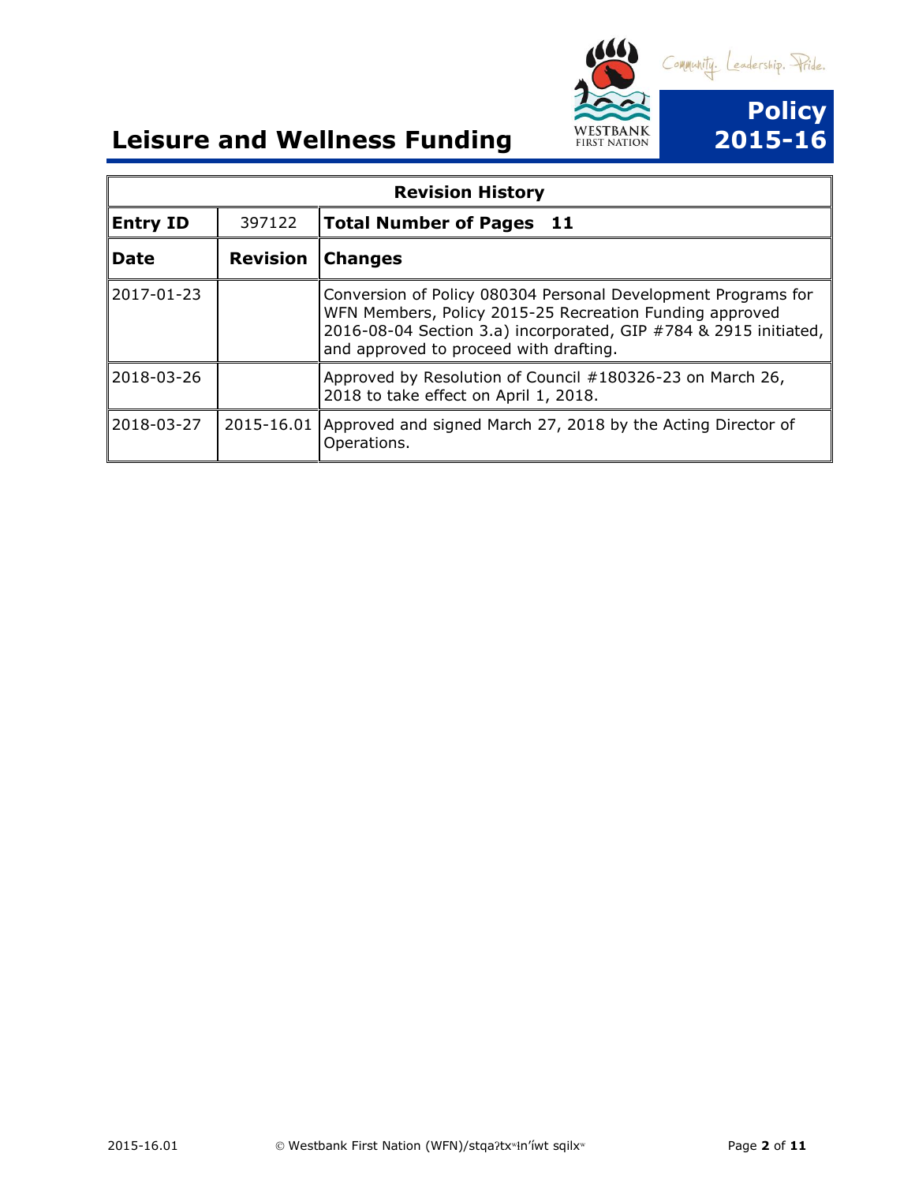# Leisure and Wellness Funding

**Policy 2015-16**

| Revision History | | |
|---|---|---|
| **Entry ID** | 397122 | **Total Number of Pages 11** |
| **Date** | **Revision** | **Changes** |
| 2017-01-23 | | Conversion of Policy 080304 Personal Development Programs for WFN Members, Policy 2015-25 Recreation Funding approved 2016-08-04 Section 3.a) incorporated, GIP #784 & 2915 initiated, and approved to proceed with drafting. |
| 2018-03-26 | | Approved by Resolution of Council #180326-23 on March 26, 2018 to take effect on April 1, 2018. |
| 2018-03-27 | 2015-16.01 | Approved and signed March 27, 2018 by the Acting Director of Operations. |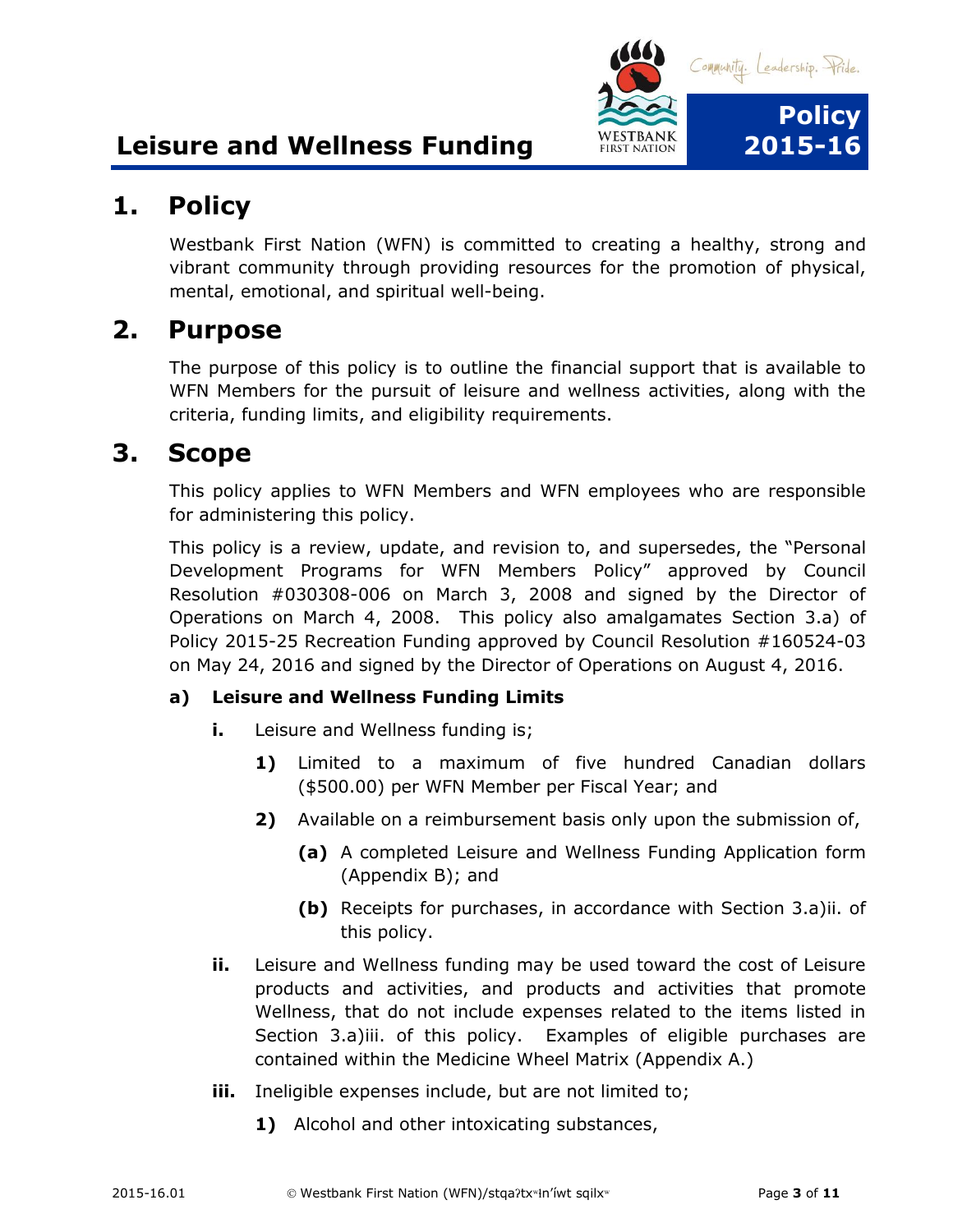# Leisure and Wellness Funding

## 1. Policy

Westbank First Nation (WFN) is committed to creating a healthy, strong and vibrant community through providing resources for the promotion of physical, mental, emotional, and spiritual well-being.

## 2. Purpose

The purpose of this policy is to outline the financial support that is available to WFN Members for the pursuit of leisure and wellness activities, along with the criteria, funding limits, and eligibility requirements.

## 3. Scope

This policy applies to WFN Members and WFN employees who are responsible for administering this policy.

This policy is a review, update, and revision to, and supersedes, the "Personal Development Programs for WFN Members Policy" approved by Council Resolution #030308-006 on March 3, 2008 and signed by the Director of Operations on March 4, 2008. This policy also amalgamates Section 3.a) of Policy 2015-25 Recreation Funding approved by Council Resolution #160524-03 on May 24, 2016 and signed by the Director of Operations on August 4, 2016.

### a) Leisure and Wellness Funding Limits

**i.** Leisure and Wellness funding is;

**1)** Limited to a maximum of five hundred Canadian dollars ($500.00) per WFN Member per Fiscal Year; and

**2)** Available on a reimbursement basis only upon the submission of,

**(a)** A completed Leisure and Wellness Funding Application form (Appendix B); and

**(b)** Receipts for purchases, in accordance with Section 3.a)ii. of this policy.

**ii.** Leisure and Wellness funding may be used toward the cost of Leisure products and activities, and products and activities that promote Wellness, that do not include expenses related to the items listed in Section 3.a)iii. of this policy. Examples of eligible purchases are contained within the Medicine Wheel Matrix (Appendix A.)

**iii.** Ineligible expenses include, but are not limited to;

**1)** Alcohol and other intoxicating substances,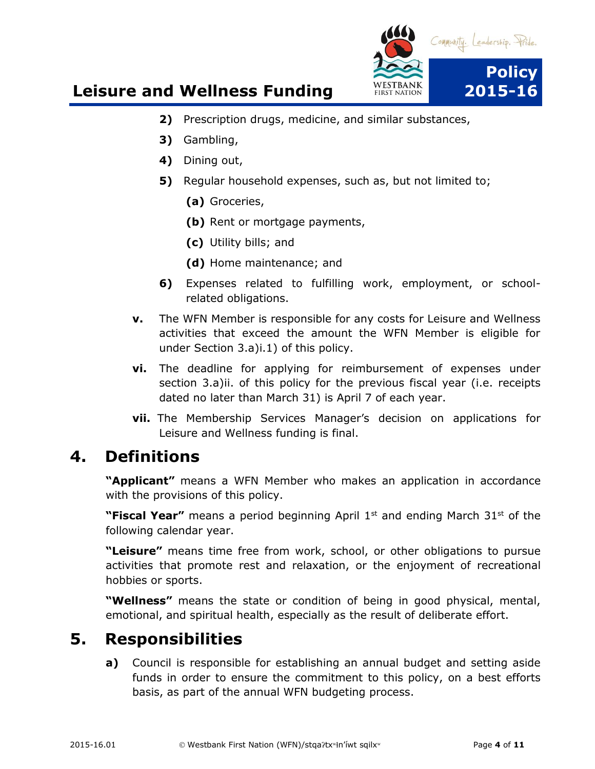2) Prescription drugs, medicine, and similar substances,

3) Gambling,

4) Dining out,

5) Regular household expenses, such as, but not limited to;

   (a) Groceries,

   (b) Rent or mortgage payments,

   (c) Utility bills; and

   (d) Home maintenance; and

6) Expenses related to fulfilling work, employment, or school-related obligations.

v. The WFN Member is responsible for any costs for Leisure and Wellness activities that exceed the amount the WFN Member is eligible for under Section 3.a)i.1) of this policy.

vi. The deadline for applying for reimbursement of expenses under section 3.a)ii. of this policy for the previous fiscal year (i.e. receipts dated no later than March 31) is April 7 of each year.

vii. The Membership Services Manager's decision on applications for Leisure and Wellness funding is final.

# 4. Definitions

**"Applicant"** means a WFN Member who makes an application in accordance with the provisions of this policy.

**"Fiscal Year"** means a period beginning April 1st and ending March 31st of the following calendar year.

**"Leisure"** means time free from work, school, or other obligations to pursue activities that promote rest and relaxation, or the enjoyment of recreational hobbies or sports.

**"Wellness"** means the state or condition of being in good physical, mental, emotional, and spiritual health, especially as the result of deliberate effort.

# 5. Responsibilities

**a)** Council is responsible for establishing an annual budget and setting aside funds in order to ensure the commitment to this policy, on a best efforts basis, as part of the annual WFN budgeting process.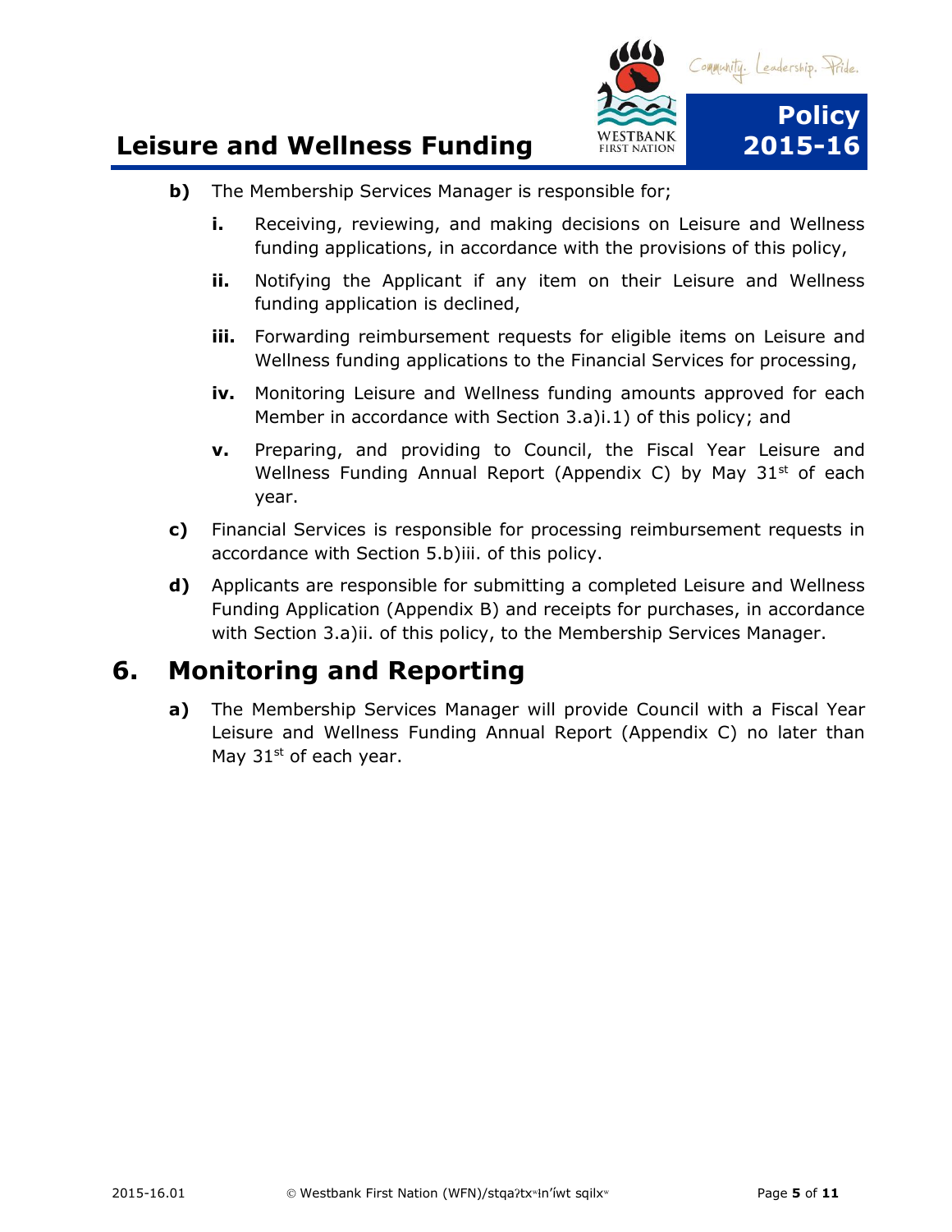**b)** The Membership Services Manager is responsible for;

**i.** Receiving, reviewing, and making decisions on Leisure and Wellness funding applications, in accordance with the provisions of this policy,

**ii.** Notifying the Applicant if any item on their Leisure and Wellness funding application is declined,

**iii.** Forwarding reimbursement requests for eligible items on Leisure and Wellness funding applications to the Financial Services for processing,

**iv.** Monitoring Leisure and Wellness funding amounts approved for each Member in accordance with Section 3.a)i.1) of this policy; and

**v.** Preparing, and providing to Council, the Fiscal Year Leisure and Wellness Funding Annual Report (Appendix C) by May 31st of each year.

**c)** Financial Services is responsible for processing reimbursement requests in accordance with Section 5.b)iii. of this policy.

**d)** Applicants are responsible for submitting a completed Leisure and Wellness Funding Application (Appendix B) and receipts for purchases, in accordance with Section 3.a)ii. of this policy, to the Membership Services Manager.

## 6. Monitoring and Reporting

**a)** The Membership Services Manager will provide Council with a Fiscal Year Leisure and Wellness Funding Annual Report (Appendix C) no later than May 31st of each year.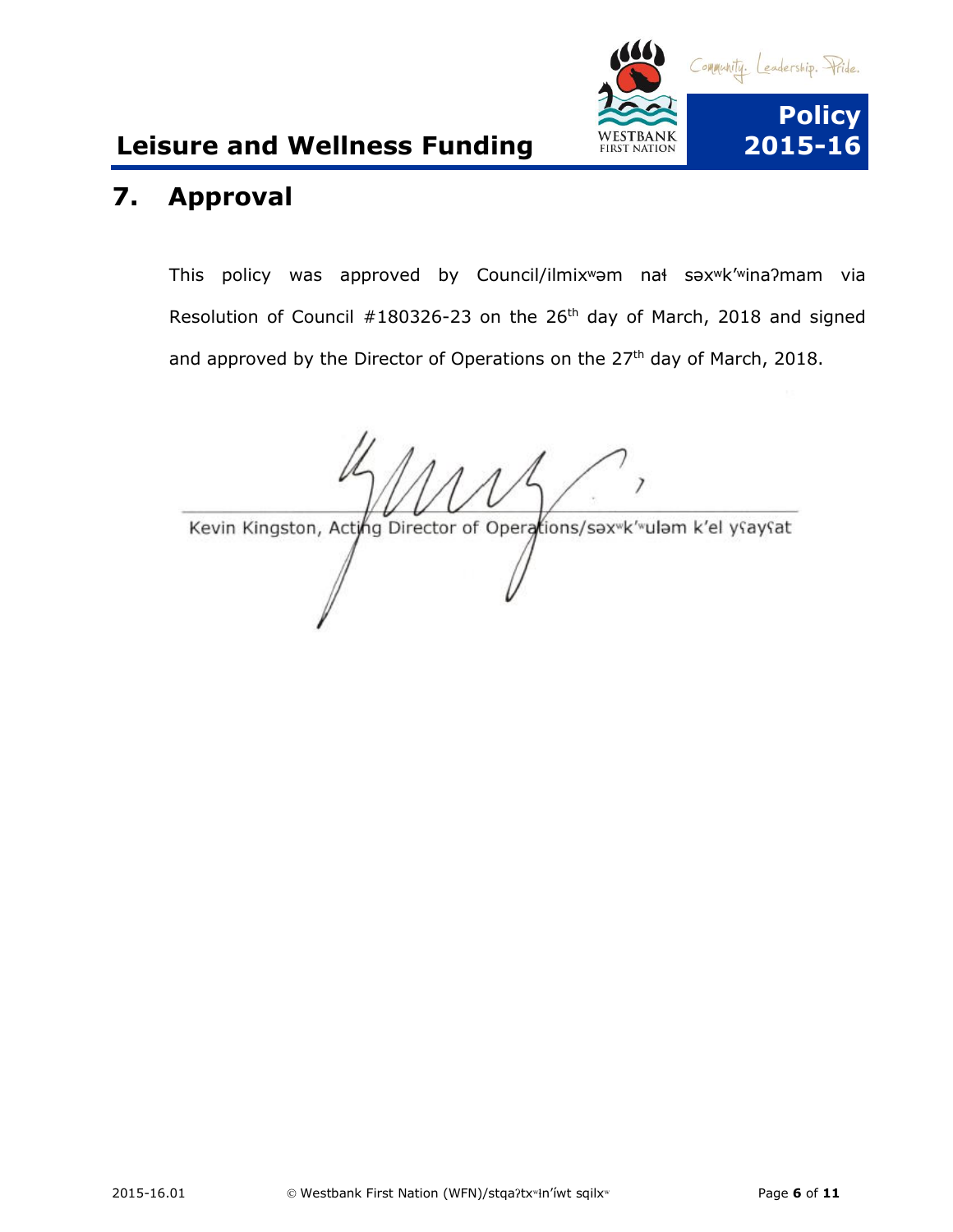## 7. Approval

This policy was approved by Council/ilmixʷəm naɬ səxʷk'ʷinaʔmam via Resolution of Council #180326-23 on the 26th day of March, 2018 and signed and approved by the Director of Operations on the 27th day of March, 2018.

Kevin Kingston, Acting Director of Operations/səxʷk'ʷuləm k'el yʕayʕat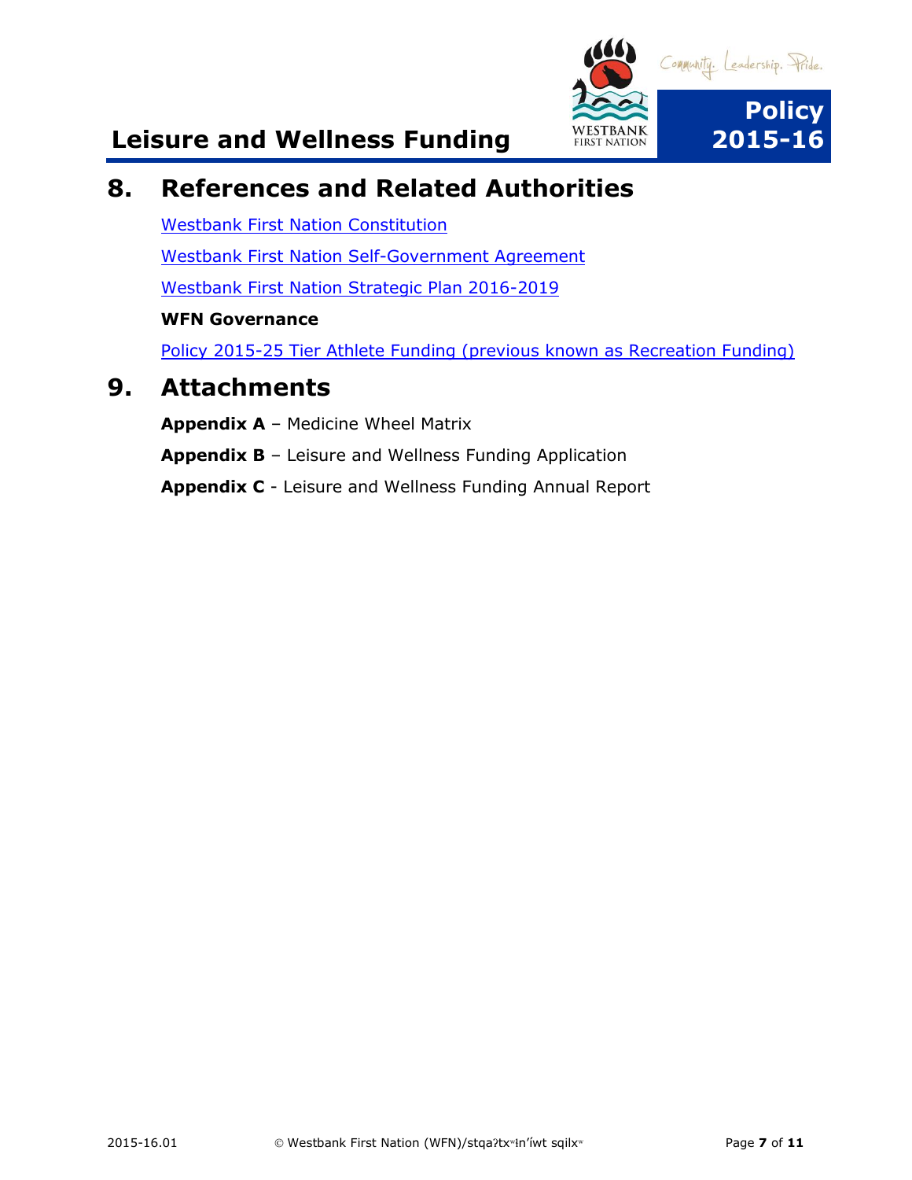## 8. References and Related Authorities

Westbank First Nation Constitution

Westbank First Nation Self-Government Agreement

Westbank First Nation Strategic Plan 2016-2019

**WFN Governance**

Policy 2015-25 Tier Athlete Funding (previous known as Recreation Funding)

## 9. Attachments

**Appendix A** – Medicine Wheel Matrix

**Appendix B** – Leisure and Wellness Funding Application

**Appendix C** - Leisure and Wellness Funding Annual Report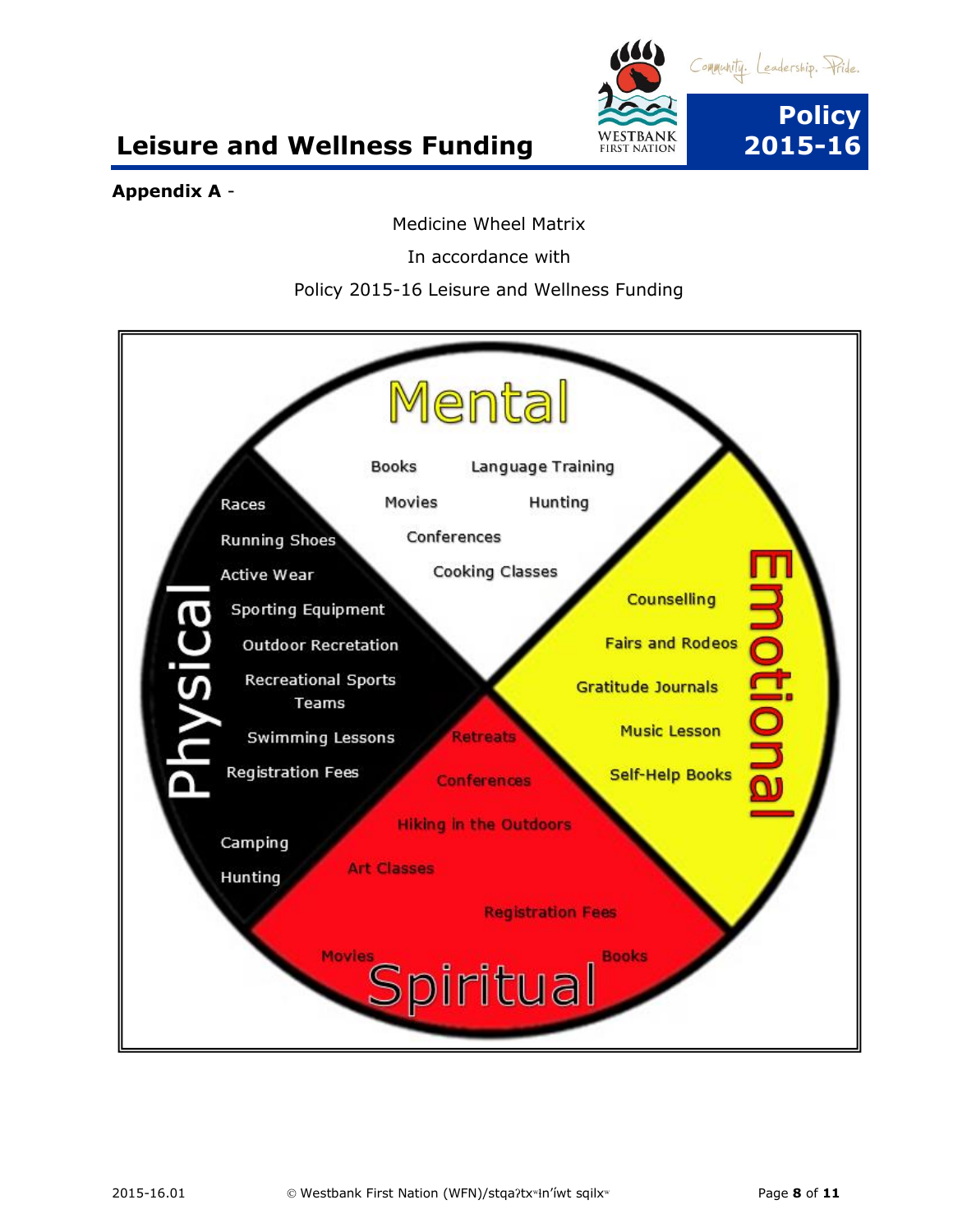**Appendix A** -

Medicine Wheel Matrix

In accordance with

Policy 2015-16 Leisure and Wellness Funding

**Mental**

- Books
- Language Training
- Movies
- Hunting
- Conferences
- Cooking Classes

**Emotional**

- Counselling
- Fairs and Rodeos
- Gratitude Journals
- Music Lesson
- Self-Help Books

**Spiritual**

- Retreats
- Conferences
- Hiking in the Outdoors
- Art Classes
- Registration Fees
- Movies
- Books

**Physical**

- Races
- Running Shoes
- Active Wear
- Sporting Equipment
- Outdoor Recretation
- Recreational Sports Teams
- Swimming Lessons
- Registration Fees
- Camping
- Hunting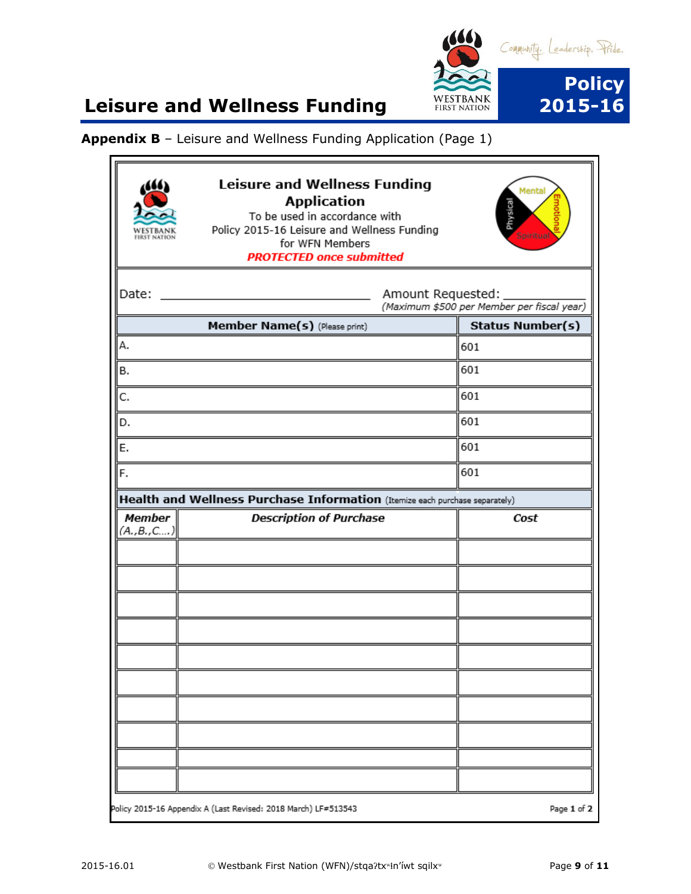**Appendix B** – Leisure and Wellness Funding Application (Page 1)

## Leisure and Wellness Funding Application

To be used in accordance with Policy 2015-16 Leisure and Wellness Funding for WFN Members

***PROTECTED once submitted***

Date: ______________________________ Amount Requested: ____________
*(Maximum $500 per Member per fiscal year)*

| **Member Name(s)** (Please print) | **Status Number(s)** |
|---|---|
| A. | 601 |
| B. | 601 |
| C. | 601 |
| D. | 601 |
| E. | 601 |
| F. | 601 |

**Health and Wellness Purchase Information** (Itemize each purchase separately)

| ***Member (A.,B.,C….)*** | ***Description of Purchase*** | ***Cost*** |
|---|---|---|
| | | |
| | | |
| | | |
| | | |
| | | |
| | | |
| | | |
| | | |
| | | |
| | | |

Policy 2015-16 Appendix A (Last Revised: 2018 March) LF#513543 Page **1** of **2**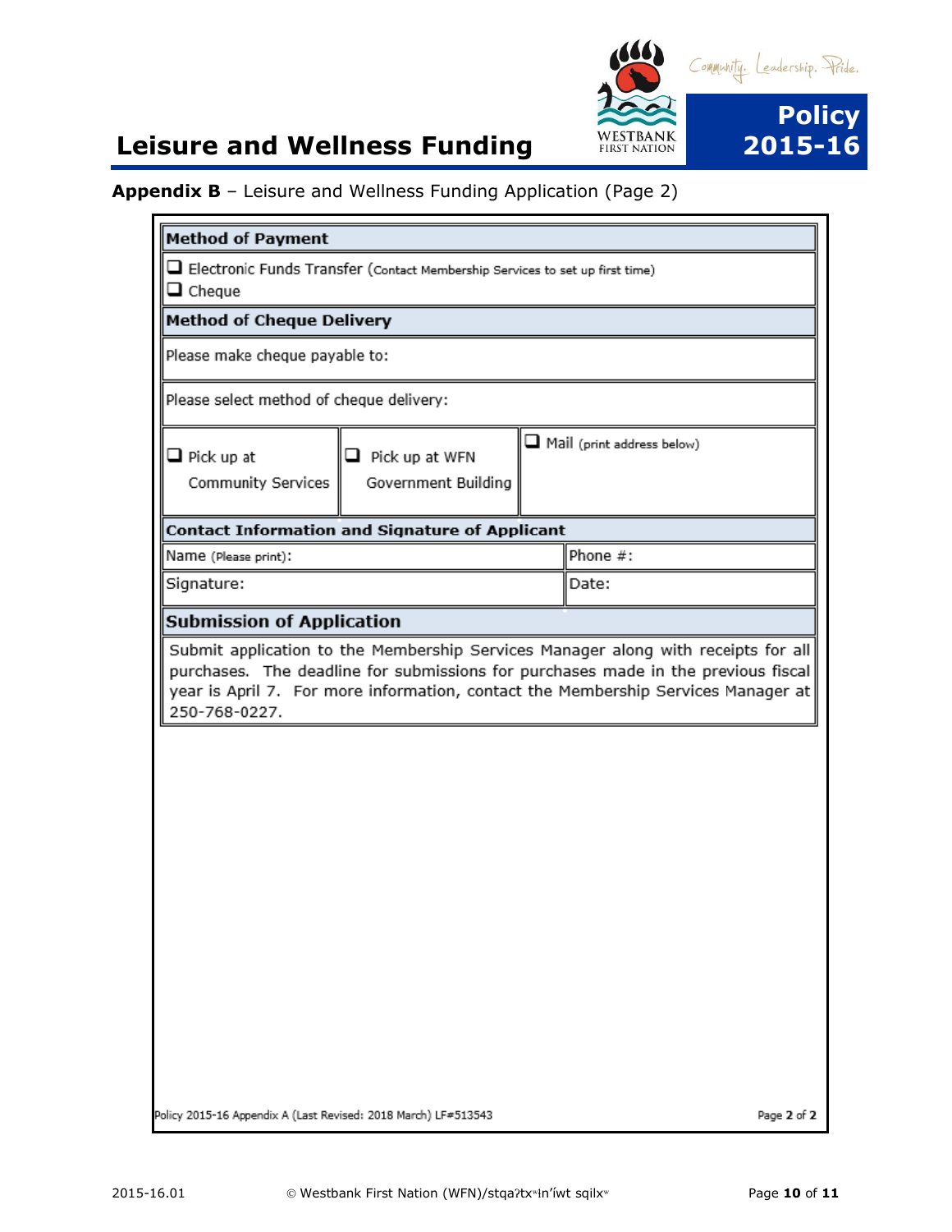# Leisure and Wellness Funding

**Policy 2015-16**

**Appendix B** – Leisure and Wellness Funding Application (Page 2)

| **Method of Payment** | | |
|---|---|---|
| ❑ Electronic Funds Transfer (Contact Membership Services to set up first time)<br>❑ Cheque | | |
| **Method of Cheque Delivery** | | |
| Please make cheque payable to: | | |
| Please select method of cheque delivery: | | |
| ❑ Pick up at Community Services | ❑ Pick up at WFN Government Building | ❑ Mail (print address below) |

| **Contact Information and Signature of Applicant** | |
|---|---|
| Name (Please print): | Phone #: |
| Signature: | Date: |

**Submission of Application**

Submit application to the Membership Services Manager along with receipts for all purchases. The deadline for submissions for purchases made in the previous fiscal year is April 7. For more information, contact the Membership Services Manager at 250-768-0227.

Policy 2015-16 Appendix A (Last Revised: 2018 March) LF#513543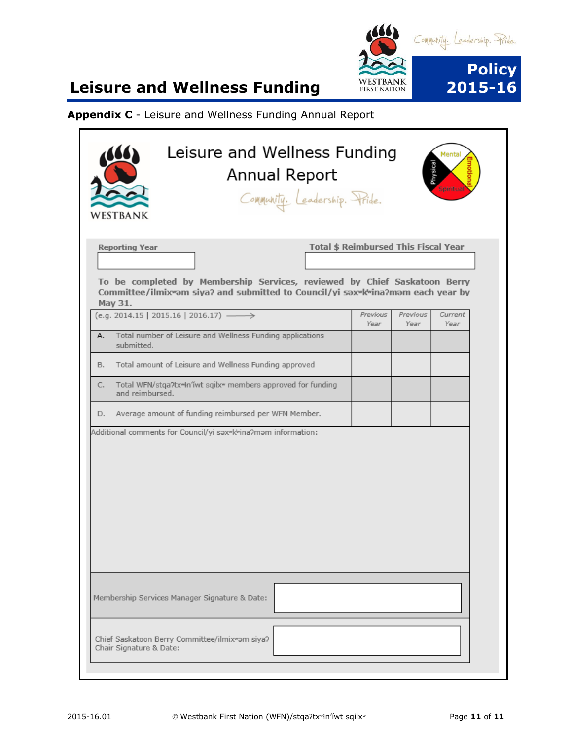## Appendix C - Leisure and Wellness Funding Annual Report

# Leisure and Wellness Funding Annual Report

Community. Leadership. Pride.

Mental | Emotional | Spiritual | Physical

**Reporting Year**

**Total $ Reimbursed This Fiscal Year**

**To be completed by Membership Services, reviewed by Chief Saskatoon Berry Committee/ilmixʷəm siyaʔ and submitted to Council/yi səxʷkʷinaʔməm each year by May 31.**

| (e.g. 2014.15 \| 2015.16 \| 2016.17) ⟶ | *Previous Year* | *Previous Year* | *Current Year* |
|---|---|---|---|
| A. Total number of Leisure and Wellness Funding applications submitted. | | | |
| B. Total amount of Leisure and Wellness Funding approved | | | |
| C. Total WFN/stqaʔtxʷɬnʼíwt sqilxʷ members approved for funding and reimbursed. | | | |
| D. Average amount of funding reimbursed per WFN Member. | | | |

Additional comments for Council/yi səxʷkʷinaʔməm information:

Membership Services Manager Signature & Date:

Chief Saskatoon Berry Committee/ilmixʷəm siyaʔ Chair Signature & Date: